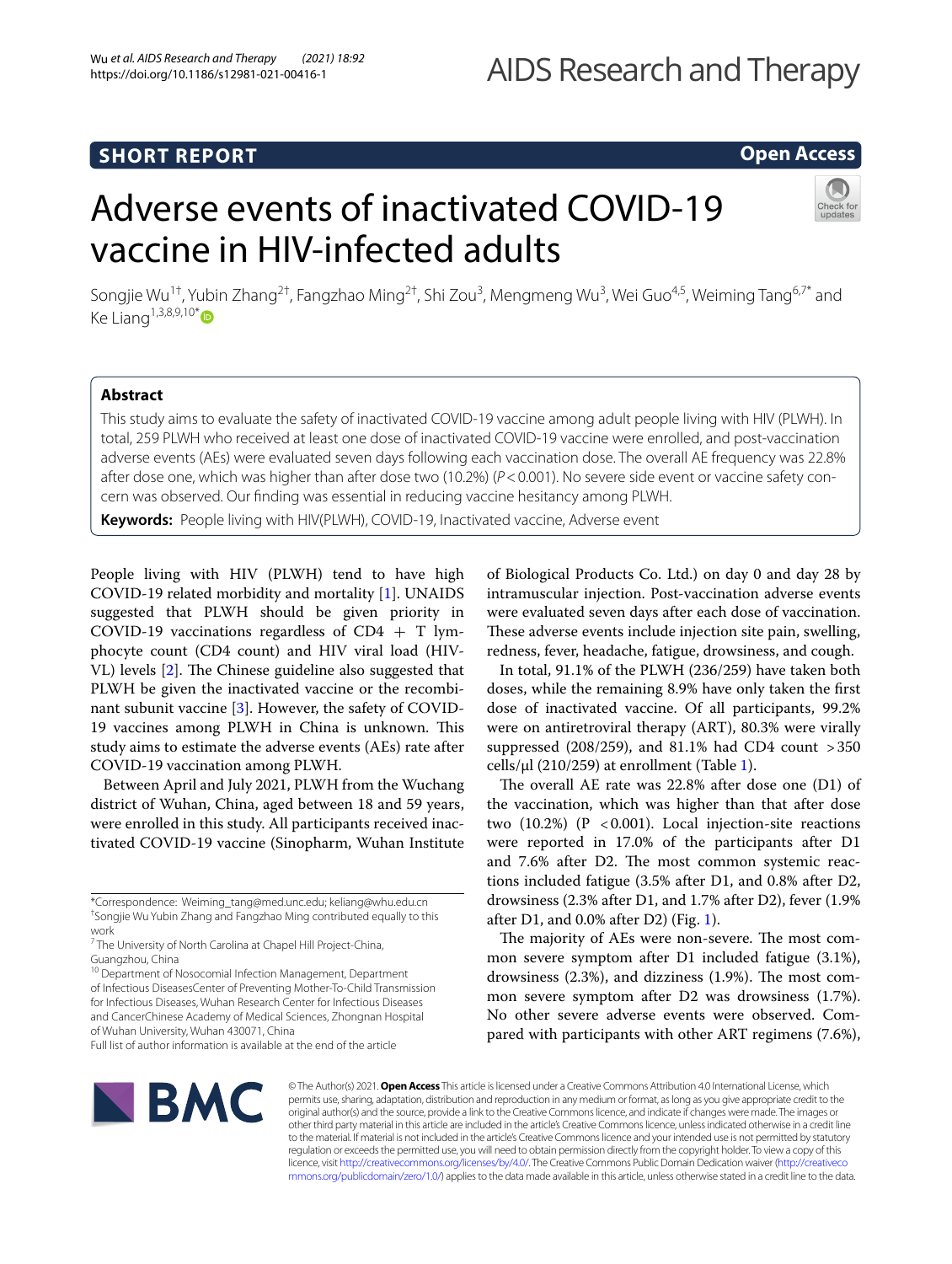SHORT REPORT

Open Access

# Adverse events of inactivated COVID-19 vaccine in HIV-infected adults

Songjie Wu[1†], Yubin Zhang[2†], Fangzhao Ming[2†], Shi Zou[3], Mengmeng Wu[3], Wei Guo[4,5], Weiming Tang[6,7*] and Ke Liang[1,3,8,9,10*]

## Abstract

This study aims to evaluate the safety of inactivated COVID-19 vaccine among adult people living with HIV (PLWH). In total, 259 PLWH who received at least one dose of inactivated COVID-19 vaccine were enrolled, and post-vaccination adverse events (AEs) were evaluated seven days following each vaccination dose. The overall AE frequency was 22.8% after dose one, which was higher than after dose two (10.2%) ($P<0.001$). No severe side event or vaccine safety concern was observed. Our finding was essential in reducing vaccine hesitancy among PLWH.

**Keywords:** People living with HIV(PLWH), COVID-19, Inactivated vaccine, Adverse event

People living with HIV (PLWH) tend to have high COVID-19 related morbidity and mortality [1]. UNAIDS suggested that PLWH should be given priority in COVID-19 vaccinations regardless of CD4 + T lymphocyte count (CD4 count) and HIV viral load (HIV-VL) levels [2]. The Chinese guideline also suggested that PLWH be given the inactivated vaccine or the recombinant subunit vaccine [3]. However, the safety of COVID-19 vaccines among PLWH in China is unknown. This study aims to estimate the adverse events (AEs) rate after COVID-19 vaccination among PLWH.

Between April and July 2021, PLWH from the Wuchang district of Wuhan, China, aged between 18 and 59 years, were enrolled in this study. All participants received inactivated COVID-19 vaccine (Sinopharm, Wuhan Institute of Biological Products Co. Ltd.) on day 0 and day 28 by intramuscular injection. Post-vaccination adverse events were evaluated seven days after each dose of vaccination. These adverse events include injection site pain, swelling, redness, fever, headache, fatigue, drowsiness, and cough.

In total, 91.1% of the PLWH (236/259) have taken both doses, while the remaining 8.9% have only taken the first dose of inactivated vaccine. Of all participants, 99.2% were on antiretroviral therapy (ART), 80.3% were virally suppressed (208/259), and 81.1% had CD4 count >350 cells/μl (210/259) at enrollment (Table 1).

The overall AE rate was 22.8% after dose one (D1) of the vaccination, which was higher than that after dose two (10.2%) ($P<0.001$). Local injection-site reactions were reported in 17.0% of the participants after D1 and 7.6% after D2. The most common systemic reactions included fatigue (3.5% after D1, and 0.8% after D2, drowsiness (2.3% after D1, and 1.7% after D2), fever (1.9% after D1, and 0.0% after D2) (Fig. 1).

The majority of AEs were non-severe. The most common severe symptom after D1 included fatigue (3.1%), drowsiness (2.3%), and dizziness (1.9%). The most common severe symptom after D2 was drowsiness (1.7%). No other severe adverse events were observed. Compared with participants with other ART regimens (7.6%),

*Correspondence: Weiming_tang@med.unc.edu; keliang@whu.edu.cn
†Songjie Wu Yubin Zhang and Fangzhao Ming contributed equally to this work
[7] The University of North Carolina at Chapel Hill Project-China, Guangzhou, China
[10] Department of Nosocomial Infection Management, Department of Infectious DiseasesCenter of Preventing Mother-To-Child Transmission for Infectious Diseases, Wuhan Research Center for Infectious Diseases and CancerChinese Academy of Medical Sciences, Zhongnan Hospital of Wuhan University, Wuhan 430071, China
Full list of author information is available at the end of the article

© The Author(s) 2021. **Open Access** This article is licensed under a Creative Commons Attribution 4.0 International License, which permits use, sharing, adaptation, distribution and reproduction in any medium or format, as long as you give appropriate credit to the original author(s) and the source, provide a link to the Creative Commons licence, and indicate if changes were made. The images or other third party material in this article are included in the article's Creative Commons licence, unless indicated otherwise in a credit line to the material. If material is not included in the article's Creative Commons licence and your intended use is not permitted by statutory regulation or exceeds the permitted use, you will need to obtain permission directly from the copyright holder. To view a copy of this licence, visit http://creativecommons.org/licenses/by/4.0/. The Creative Commons Public Domain Dedication waiver (http://creativecommons.org/publicdomain/zero/1.0/) applies to the data made available in this article, unless otherwise stated in a credit line to the data.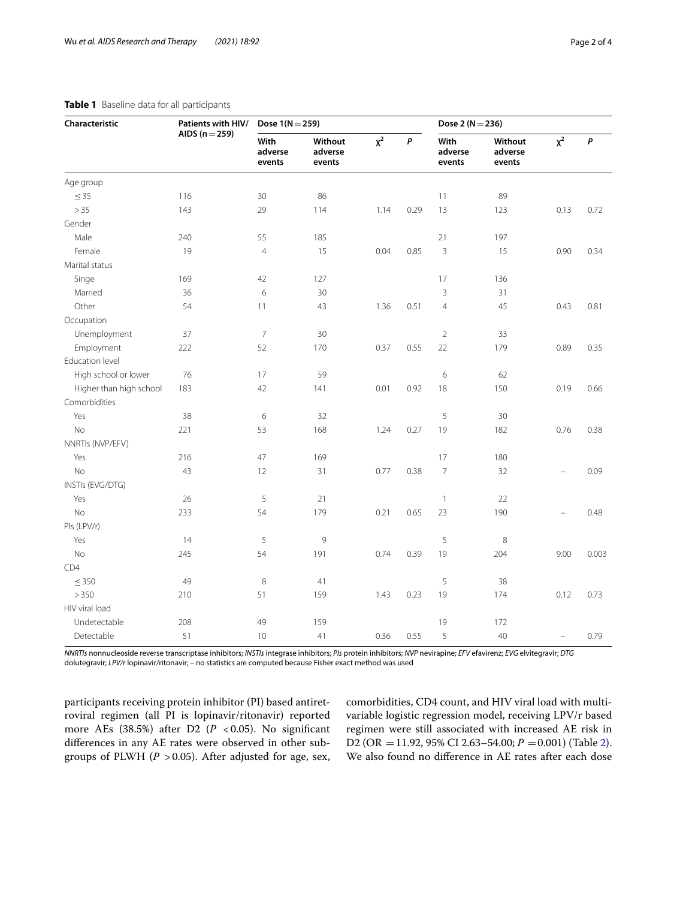**Table 1** Baseline data for all participants

| Characteristic | Patients with HIV/AIDS (n = 259) | Dose 1(N = 259) | | | | Dose 2 (N = 236) | | | |
|---|---|---|---|---|---|---|---|---|---|
| | | With adverse events | Without adverse events | $\chi^2$ | *P* | With adverse events | Without adverse events | $\chi^2$ | *P* |
| Age group | | | | | | | | | |
| ≤ 35 | 116 | 30 | 86 | | | 11 | 89 | | |
| > 35 | 143 | 29 | 114 | 1.14 | 0.29 | 13 | 123 | 0.13 | 0.72 |
| Gender | | | | | | | | | |
| Male | 240 | 55 | 185 | | | 21 | 197 | | |
| Female | 19 | 4 | 15 | 0.04 | 0.85 | 3 | 15 | 0.90 | 0.34 |
| Marital status | | | | | | | | | |
| Singe | 169 | 42 | 127 | | | 17 | 136 | | |
| Married | 36 | 6 | 30 | | | 3 | 31 | | |
| Other | 54 | 11 | 43 | 1.36 | 0.51 | 4 | 45 | 0.43 | 0.81 |
| Occupation | | | | | | | | | |
| Unemployment | 37 | 7 | 30 | | | 2 | 33 | | |
| Employment | 222 | 52 | 170 | 0.37 | 0.55 | 22 | 179 | 0.89 | 0.35 |
| Education level | | | | | | | | | |
| High school or lower | 76 | 17 | 59 | | | 6 | 62 | | |
| Higher than high school | 183 | 42 | 141 | 0.01 | 0.92 | 18 | 150 | 0.19 | 0.66 |
| Comorbidities | | | | | | | | | |
| Yes | 38 | 6 | 32 | | | 5 | 30 | | |
| No | 221 | 53 | 168 | 1.24 | 0.27 | 19 | 182 | 0.76 | 0.38 |
| NNRTIs (NVP/EFV) | | | | | | | | | |
| Yes | 216 | 47 | 169 | | | 17 | 180 | | |
| No | 43 | 12 | 31 | 0.77 | 0.38 | 7 | 32 | – | 0.09 |
| INSTIs (EVG/DTG) | | | | | | | | | |
| Yes | 26 | 5 | 21 | | | 1 | 22 | | |
| No | 233 | 54 | 179 | 0.21 | 0.65 | 23 | 190 | – | 0.48 |
| PIs (LPV/r) | | | | | | | | | |
| Yes | 14 | 5 | 9 | | | 5 | 8 | | |
| No | 245 | 54 | 191 | 0.74 | 0.39 | 19 | 204 | 9.00 | 0.003 |
| CD4 | | | | | | | | | |
| ≤ 350 | 49 | 8 | 41 | | | 5 | 38 | | |
| > 350 | 210 | 51 | 159 | 1.43 | 0.23 | 19 | 174 | 0.12 | 0.73 |
| HIV viral load | | | | | | | | | |
| Undetectable | 208 | 49 | 159 | | | 19 | 172 | | |
| Detectable | 51 | 10 | 41 | 0.36 | 0.55 | 5 | 40 | – | 0.79 |

*NNRTIs* nonnucleoside reverse transcriptase inhibitors; *INSTIs* integrase inhibitors; *PIs* protein inhibitors; *NVP* nevirapine; *EFV* efavirenz; *EVG* elvitegravir; *DTG* dolutegravir; *LPV/r* lopinavir/ritonavir; – no statistics are computed because Fisher exact method was used

participants receiving protein inhibitor (PI) based antiretroviral regimen (all PI is lopinavir/ritonavir) reported more AEs (38.5%) after D2 ($P < 0.05$). No significant differences in any AE rates were observed in other subgroups of PLWH ($P > 0.05$). After adjusted for age, sex, comorbidities, CD4 count, and HIV viral load with multivariable logistic regression model, receiving LPV/r based regimen were still associated with increased AE risk in D2 (OR = 11.92, 95% CI 2.63–54.00; $P = 0.001$) (Table 2). We also found no difference in AE rates after each dose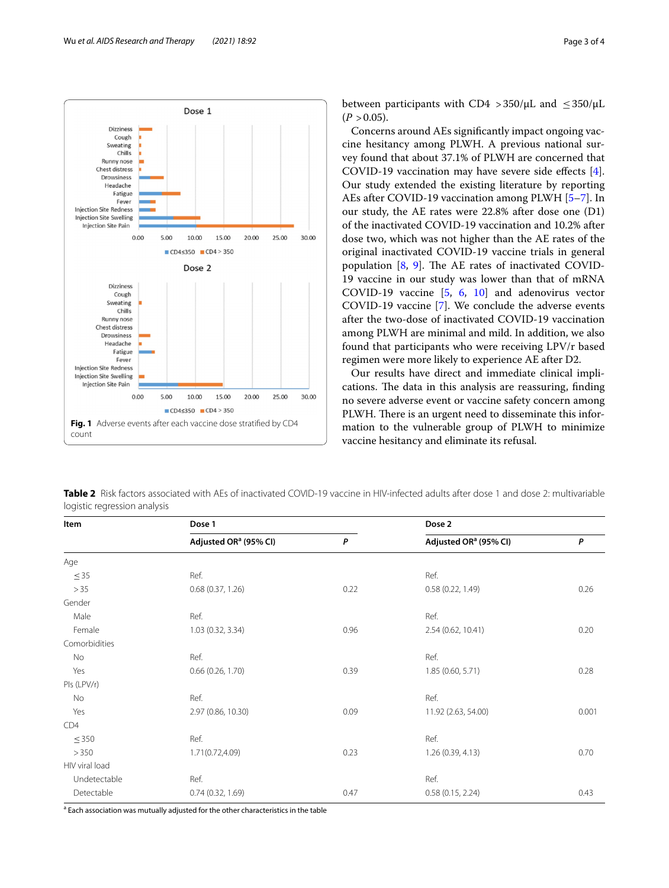Fig. 1 Adverse events after each vaccine dose stratified by CD4 count

between participants with CD4 >350/μL and ≤350/μL (*P* >0.05).

Concerns around AEs significantly impact ongoing vaccine hesitancy among PLWH. A previous national survey found that about 37.1% of PLWH are concerned that COVID-19 vaccination may have severe side effects [4]. Our study extended the existing literature by reporting AEs after COVID-19 vaccination among PLWH [5–7]. In our study, the AE rates were 22.8% after dose one (D1) of the inactivated COVID-19 vaccination and 10.2% after dose two, which was not higher than the AE rates of the original inactivated COVID-19 vaccine trials in general population [8, 9]. The AE rates of inactivated COVID-19 vaccine in our study was lower than that of mRNA COVID-19 vaccine [5, 6, 10] and adenovirus vector COVID-19 vaccine [7]. We conclude the adverse events after the two-dose of inactivated COVID-19 vaccination among PLWH are minimal and mild. In addition, we also found that participants who were receiving LPV/r based regimen were more likely to experience AE after D2.

Our results have direct and immediate clinical implications. The data in this analysis are reassuring, finding no severe adverse event or vaccine safety concern among PLWH. There is an urgent need to disseminate this information to the vulnerable group of PLWH to minimize vaccine hesitancy and eliminate its refusal.

**Table 2** Risk factors associated with AEs of inactivated COVID-19 vaccine in HIV-infected adults after dose 1 and dose 2: multivariable logistic regression analysis

| Item | Dose 1 | | Dose 2 | |
|---|---|---|---|---|
| | Adjusted OR[a] (95% CI) | *P* | Adjusted OR[a] (95% CI) | *P* |
| Age | | | | |
| ≤35 | Ref. | | Ref. | |
| >35 | 0.68 (0.37, 1.26) | 0.22 | 0.58 (0.22, 1.49) | 0.26 |
| Gender | | | | |
| Male | Ref. | | Ref. | |
| Female | 1.03 (0.32, 3.34) | 0.96 | 2.54 (0.62, 10.41) | 0.20 |
| Comorbidities | | | | |
| No | Ref. | | Ref. | |
| Yes | 0.66 (0.26, 1.70) | 0.39 | 1.85 (0.60, 5.71) | 0.28 |
| PIs (LPV/r) | | | | |
| No | Ref. | | Ref. | |
| Yes | 2.97 (0.86, 10.30) | 0.09 | 11.92 (2.63, 54.00) | 0.001 |
| CD4 | | | | |
| ≤350 | Ref. | | Ref. | |
| >350 | 1.71(0.72,4.09) | 0.23 | 1.26 (0.39, 4.13) | 0.70 |
| HIV viral load | | | | |
| Undetectable | Ref. | | Ref. | |
| Detectable | 0.74 (0.32, 1.69) | 0.47 | 0.58 (0.15, 2.24) | 0.43 |

[a] Each association was mutually adjusted for the other characteristics in the table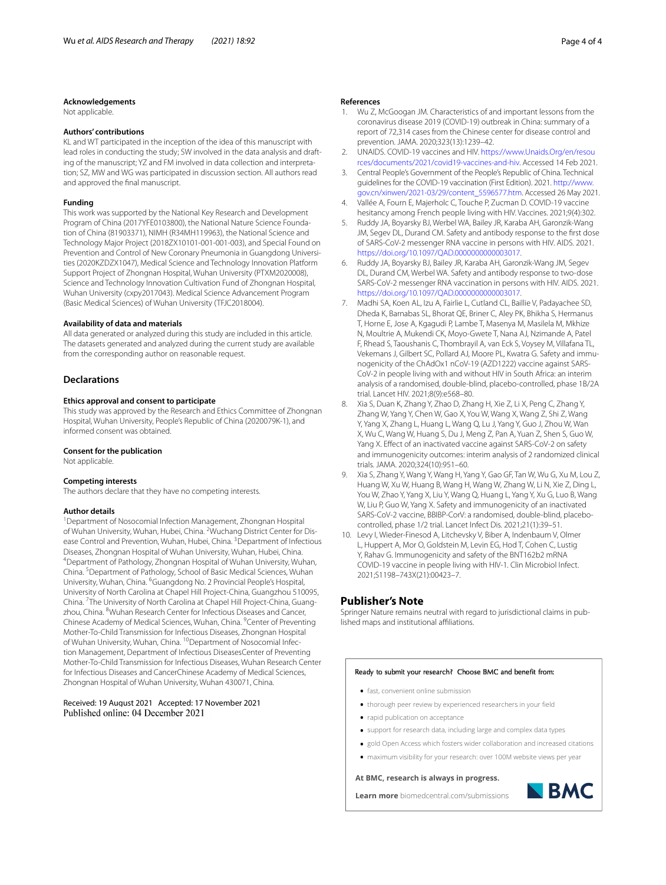### Acknowledgements

Not applicable.

### Authors' contributions

KL and WT participated in the inception of the idea of this manuscript with lead roles in conducting the study; SW involved in the data analysis and drafting of the manuscript; YZ and FM involved in data collection and interpretation; SZ, MW and WG was participated in discussion section. All authors read and approved the final manuscript.

### Funding

This work was supported by the National Key Research and Development Program of China (2017YFE0103800), the National Nature Science Foundation of China (81903371), NIMH (R34MH119963), the National Science and Technology Major Project (2018ZX10101-001-001-003), and Special Found on Prevention and Control of New Coronary Pneumonia in Guangdong Universities (2020KZDZX1047), Medical Science and Technology Innovation Platform Support Project of Zhongnan Hospital, Wuhan University (PTXM2020008), Science and Technology Innovation Cultivation Fund of Zhongnan Hospital, Wuhan University (cxpy2017043). Medical Science Advancement Program (Basic Medical Sciences) of Wuhan University (TFJC2018004).

### Availability of data and materials

All data generated or analyzed during this study are included in this article. The datasets generated and analyzed during the current study are available from the corresponding author on reasonable request.

## Declarations

### Ethics approval and consent to participate

This study was approved by the Research and Ethics Committee of Zhongnan Hospital, Wuhan University, People's Republic of China (2020079K-1), and informed consent was obtained.

### Consent for the publication

Not applicable.

### Competing interests

The authors declare that they have no competing interests.

### Author details

[1]Department of Nosocomial Infection Management, Zhongnan Hospital of Wuhan University, Wuhan, Hubei, China. [2]Wuchang District Center for Disease Control and Prevention, Wuhan, Hubei, China. [3]Department of Infectious Diseases, Zhongnan Hospital of Wuhan University, Wuhan, Hubei, China. [4]Department of Pathology, Zhongnan Hospital of Wuhan University, Wuhan, China. [5]Department of Pathology, School of Basic Medical Sciences, Wuhan University, Wuhan, China. [6]Guangdong No. 2 Provincial People's Hospital, University of North Carolina at Chapel Hill Project-China, Guangzhou 510095, China. [7]The University of North Carolina at Chapel Hill Project-China, Guangzhou, China. [8]Wuhan Research Center for Infectious Diseases and Cancer, Chinese Academy of Medical Sciences, Wuhan, China. [9]Center of Preventing Mother-To-Child Transmission for Infectious Diseases, Zhongnan Hospital of Wuhan University, Wuhan, China. [10]Department of Nosocomial Infection Management, Department of Infectious DiseasesCenter of Preventing Mother-To-Child Transmission for Infectious Diseases, Wuhan Research Center for Infectious Diseases and CancerChinese Academy of Medical Sciences, Zhongnan Hospital of Wuhan University, Wuhan 430071, China.

Received: 19 August 2021 Accepted: 17 November 2021
Published online: 04 December 2021

### References

1. Wu Z, McGoogan JM. Characteristics of and important lessons from the coronavirus disease 2019 (COVID-19) outbreak in China: summary of a report of 72,314 cases from the Chinese center for disease control and prevention. JAMA. 2020;323(13):1239–42.
2. UNAIDS. COVID-19 vaccines and HIV. https://www.Unaids.Org/en/resources/documents/2021/covid19-vaccines-and-hiv. Accessed 14 Feb 2021.
3. Central People's Government of the People's Republic of China. Technical guidelines for the COVID-19 vaccination (First Edition). 2021. http://www.gov.cn/xinwen/2021-03/29/content_5596577.htm. Accessed 26 May 2021.
4. Vallée A, Fourn E, Majerholc C, Touche P, Zucman D. COVID-19 vaccine hesitancy among French people living with HIV. Vaccines. 2021;9(4):302.
5. Ruddy JA, Boyarsky BJ, Werbel WA, Bailey JR, Karaba AH, Garonzik-Wang JM, Segev DL, Durand CM. Safety and antibody response to the first dose of SARS-CoV-2 messenger RNA vaccine in persons with HIV. AIDS. 2021. https://doi.org/10.1097/QAD.0000000000003017.
6. Ruddy JA, Boyarsky BJ, Bailey JR, Karaba AH, Garonzik-Wang JM, Segev DL, Durand CM, Werbel WA. Safety and antibody response to two-dose SARS-CoV-2 messenger RNA vaccination in persons with HIV. AIDS. 2021. https://doi.org/10.1097/QAD.0000000000003017.
7. Madhi SA, Koen AL, Izu A, Fairlie L, Cutland CL, Baillie V, Padayachee SD, Dheda K, Barnabas SL, Bhorat QE, Briner C, Aley PK, Bhikha S, Hermanus T, Horne E, Jose A, Kgagudi P, Lambe T, Masenya M, Masilela M, Mkhize N, Moultrie A, Mukendi CK, Moyo-Gwete T, Nana AJ, Nzimande A, Patel F, Rhead S, Taoushanis C, Thombrayil A, van Eck S, Voysey M, Villafana TL, Vekemans J, Gilbert SC, Pollard AJ, Moore PL, Kwatra G. Safety and immunogenicity of the ChAdOx1 nCoV-19 (AZD1222) vaccine against SARS-CoV-2 in people living with and without HIV in South Africa: an interim analysis of a randomised, double-blind, placebo-controlled, phase 1B/2A trial. Lancet HIV. 2021;8(9):e568–80.
8. Xia S, Duan K, Zhang Y, Zhao D, Zhang H, Xie Z, Li X, Peng C, Zhang Y, Zhang W, Yang Y, Chen W, Gao X, You W, Wang X, Wang Z, Shi Z, Wang Y, Yang X, Zhang L, Huang L, Wang Q, Lu J, Yang Y, Guo J, Zhou W, Wan X, Wu C, Wang W, Huang S, Du J, Meng Z, Pan A, Yuan Z, Shen S, Guo W, Yang X. Effect of an inactivated vaccine against SARS-CoV-2 on safety and immunogenicity outcomes: interim analysis of 2 randomized clinical trials. JAMA. 2020;324(10):951–60.
9. Xia S, Zhang Y, Wang Y, Wang H, Yang Y, Gao GF, Tan W, Wu G, Xu M, Lou Z, Huang W, Xu W, Huang B, Wang H, Wang W, Zhang W, Li N, Xie Z, Ding L, You W, Zhao Y, Yang X, Liu Y, Wang Q, Huang L, Yang Y, Xu G, Luo B, Wang W, Liu P, Guo W, Yang X. Safety and immunogenicity of an inactivated SARS-CoV-2 vaccine, BBIBP-CorV: a randomised, double-blind, placebo-controlled, phase 1/2 trial. Lancet Infect Dis. 2021;21(1):39–51.
10. Levy I, Wieder-Finesod A, Litchevsky V, Biber A, Indenbaum V, Olmer L, Huppert A, Mor O, Goldstein M, Levin EG, Hod T, Cohen C, Lustig Y, Rahav G. Immunogenicity and safety of the BNT162b2 mRNA COVID-19 vaccine in people living with HIV-1. Clin Microbiol Infect. 2021;S1198–743X(21):00423–7.

## Publisher's Note

Springer Nature remains neutral with regard to jurisdictional claims in published maps and institutional affiliations.

Ready to submit your research? Choose BMC and benefit from:

- fast, convenient online submission
- thorough peer review by experienced researchers in your field
- rapid publication on acceptance
- support for research data, including large and complex data types
- gold Open Access which fosters wider collaboration and increased citations
- maximum visibility for your research: over 100M website views per year

**At BMC, research is always in progress.**

**Learn more** biomedcentral.com/submissions

BMC